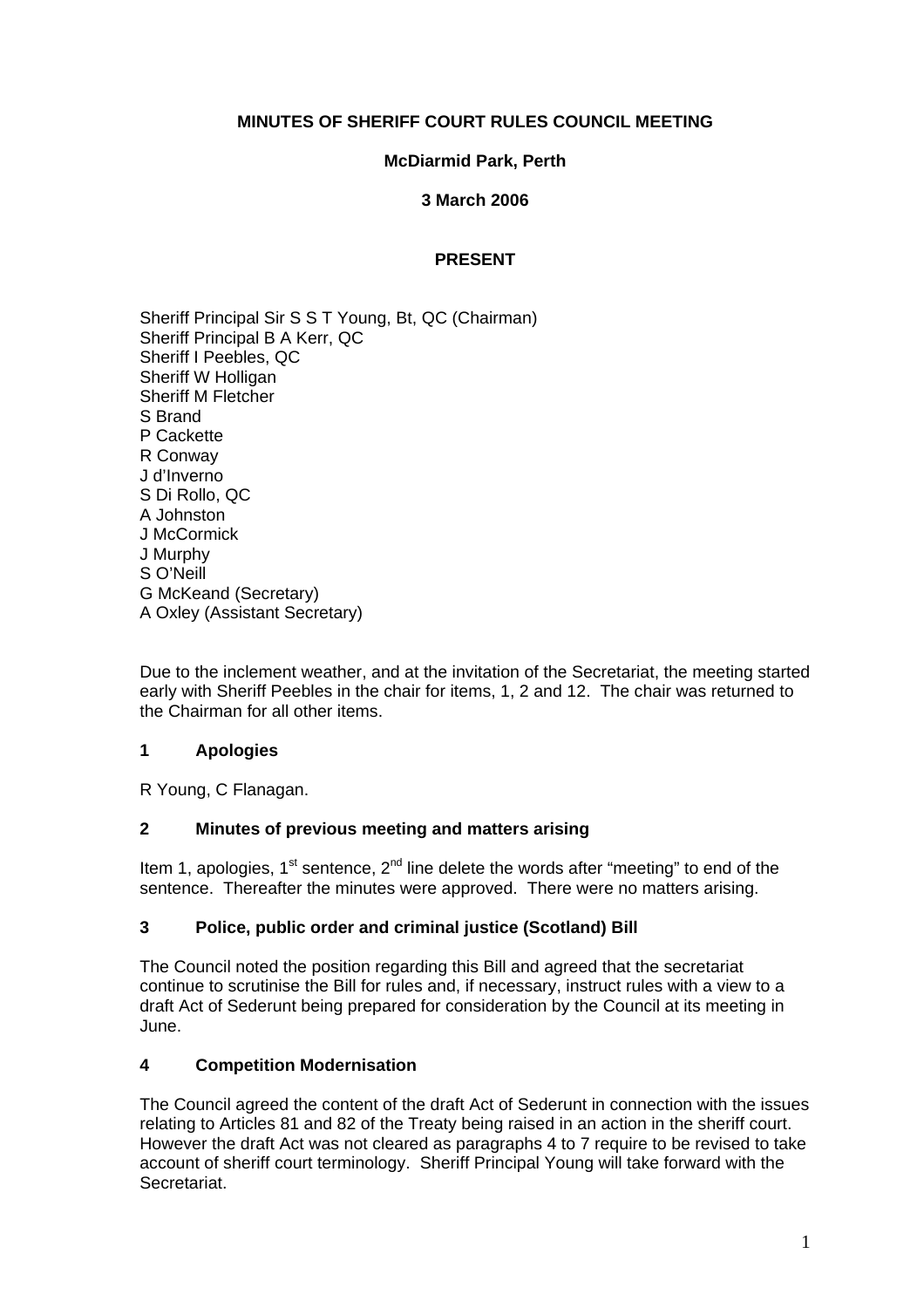# MINUTES OF SHERIFF COURT RULES COUNCIL MEETING

**McDiarmid Park, Perth**

**3 March 2006**

**PRESENT**

Sheriff Principal Sir S S T Young, Bt, QC (Chairman)
Sheriff Principal B A Kerr, QC
Sheriff I Peebles, QC
Sheriff W Holligan
Sheriff M Fletcher
S Brand
P Cackette
R Conway
J d'Inverno
S Di Rollo, QC
A Johnston
J McCormick
J Murphy
S O'Neill
G McKeand (Secretary)
A Oxley (Assistant Secretary)

Due to the inclement weather, and at the invitation of the Secretariat, the meeting started early with Sheriff Peebles in the chair for items, 1, 2 and 12. The chair was returned to the Chairman for all other items.

## 1 Apologies

R Young, C Flanagan.

## 2 Minutes of previous meeting and matters arising

Item 1, apologies, 1st sentence, 2nd line delete the words after "meeting" to end of the sentence. Thereafter the minutes were approved. There were no matters arising.

## 3 Police, public order and criminal justice (Scotland) Bill

The Council noted the position regarding this Bill and agreed that the secretariat continue to scrutinise the Bill for rules and, if necessary, instruct rules with a view to a draft Act of Sederunt being prepared for consideration by the Council at its meeting in June.

## 4 Competition Modernisation

The Council agreed the content of the draft Act of Sederunt in connection with the issues relating to Articles 81 and 82 of the Treaty being raised in an action in the sheriff court. However the draft Act was not cleared as paragraphs 4 to 7 require to be revised to take account of sheriff court terminology. Sheriff Principal Young will take forward with the Secretariat.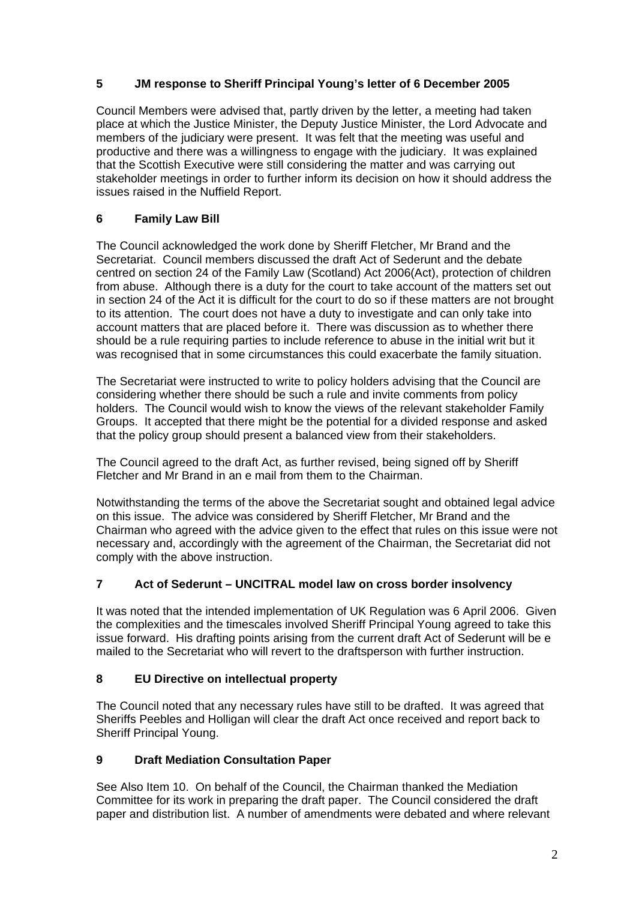## 5 JM response to Sheriff Principal Young's letter of 6 December 2005

Council Members were advised that, partly driven by the letter, a meeting had taken place at which the Justice Minister, the Deputy Justice Minister, the Lord Advocate and members of the judiciary were present. It was felt that the meeting was useful and productive and there was a willingness to engage with the judiciary. It was explained that the Scottish Executive were still considering the matter and was carrying out stakeholder meetings in order to further inform its decision on how it should address the issues raised in the Nuffield Report.

## 6 Family Law Bill

The Council acknowledged the work done by Sheriff Fletcher, Mr Brand and the Secretariat. Council members discussed the draft Act of Sederunt and the debate centred on section 24 of the Family Law (Scotland) Act 2006(Act), protection of children from abuse. Although there is a duty for the court to take account of the matters set out in section 24 of the Act it is difficult for the court to do so if these matters are not brought to its attention. The court does not have a duty to investigate and can only take into account matters that are placed before it. There was discussion as to whether there should be a rule requiring parties to include reference to abuse in the initial writ but it was recognised that in some circumstances this could exacerbate the family situation.

The Secretariat were instructed to write to policy holders advising that the Council are considering whether there should be such a rule and invite comments from policy holders. The Council would wish to know the views of the relevant stakeholder Family Groups. It accepted that there might be the potential for a divided response and asked that the policy group should present a balanced view from their stakeholders.

The Council agreed to the draft Act, as further revised, being signed off by Sheriff Fletcher and Mr Brand in an e mail from them to the Chairman.

Notwithstanding the terms of the above the Secretariat sought and obtained legal advice on this issue. The advice was considered by Sheriff Fletcher, Mr Brand and the Chairman who agreed with the advice given to the effect that rules on this issue were not necessary and, accordingly with the agreement of the Chairman, the Secretariat did not comply with the above instruction.

## 7 Act of Sederunt – UNCITRAL model law on cross border insolvency

It was noted that the intended implementation of UK Regulation was 6 April 2006. Given the complexities and the timescales involved Sheriff Principal Young agreed to take this issue forward. His drafting points arising from the current draft Act of Sederunt will be e mailed to the Secretariat who will revert to the draftsperson with further instruction.

## 8 EU Directive on intellectual property

The Council noted that any necessary rules have still to be drafted. It was agreed that Sheriffs Peebles and Holligan will clear the draft Act once received and report back to Sheriff Principal Young.

## 9 Draft Mediation Consultation Paper

See Also Item 10. On behalf of the Council, the Chairman thanked the Mediation Committee for its work in preparing the draft paper. The Council considered the draft paper and distribution list. A number of amendments were debated and where relevant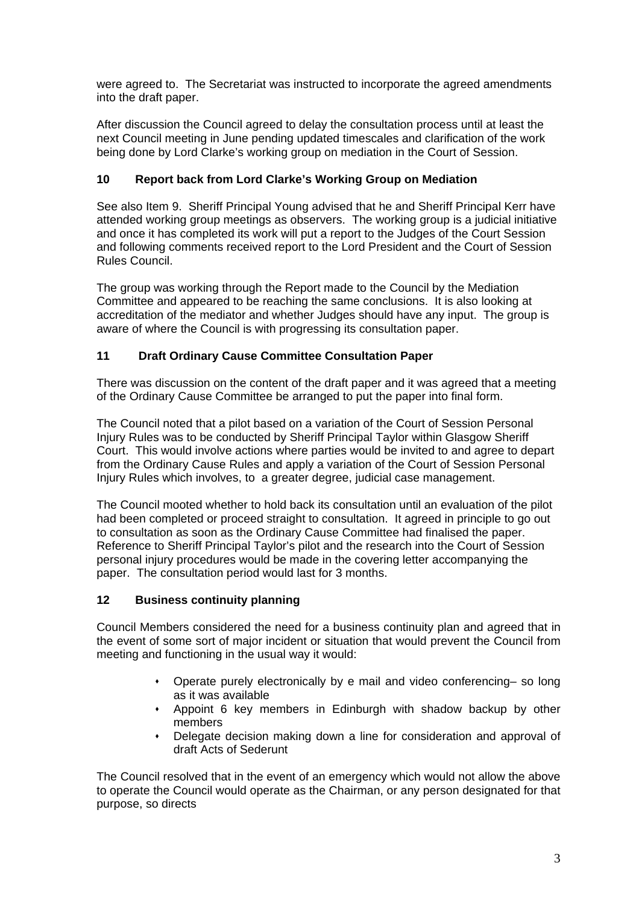were agreed to. The Secretariat was instructed to incorporate the agreed amendments into the draft paper.

After discussion the Council agreed to delay the consultation process until at least the next Council meeting in June pending updated timescales and clarification of the work being done by Lord Clarke's working group on mediation in the Court of Session.

## 10 Report back from Lord Clarke's Working Group on Mediation

See also Item 9. Sheriff Principal Young advised that he and Sheriff Principal Kerr have attended working group meetings as observers. The working group is a judicial initiative and once it has completed its work will put a report to the Judges of the Court Session and following comments received report to the Lord President and the Court of Session Rules Council.

The group was working through the Report made to the Council by the Mediation Committee and appeared to be reaching the same conclusions. It is also looking at accreditation of the mediator and whether Judges should have any input. The group is aware of where the Council is with progressing its consultation paper.

## 11 Draft Ordinary Cause Committee Consultation Paper

There was discussion on the content of the draft paper and it was agreed that a meeting of the Ordinary Cause Committee be arranged to put the paper into final form.

The Council noted that a pilot based on a variation of the Court of Session Personal Injury Rules was to be conducted by Sheriff Principal Taylor within Glasgow Sheriff Court. This would involve actions where parties would be invited to and agree to depart from the Ordinary Cause Rules and apply a variation of the Court of Session Personal Injury Rules which involves, to a greater degree, judicial case management.

The Council mooted whether to hold back its consultation until an evaluation of the pilot had been completed or proceed straight to consultation. It agreed in principle to go out to consultation as soon as the Ordinary Cause Committee had finalised the paper. Reference to Sheriff Principal Taylor's pilot and the research into the Court of Session personal injury procedures would be made in the covering letter accompanying the paper. The consultation period would last for 3 months.

## 12 Business continuity planning

Council Members considered the need for a business continuity plan and agreed that in the event of some sort of major incident or situation that would prevent the Council from meeting and functioning in the usual way it would:

- Operate purely electronically by e mail and video conferencing– so long as it was available
- Appoint 6 key members in Edinburgh with shadow backup by other members
- Delegate decision making down a line for consideration and approval of draft Acts of Sederunt

The Council resolved that in the event of an emergency which would not allow the above to operate the Council would operate as the Chairman, or any person designated for that purpose, so directs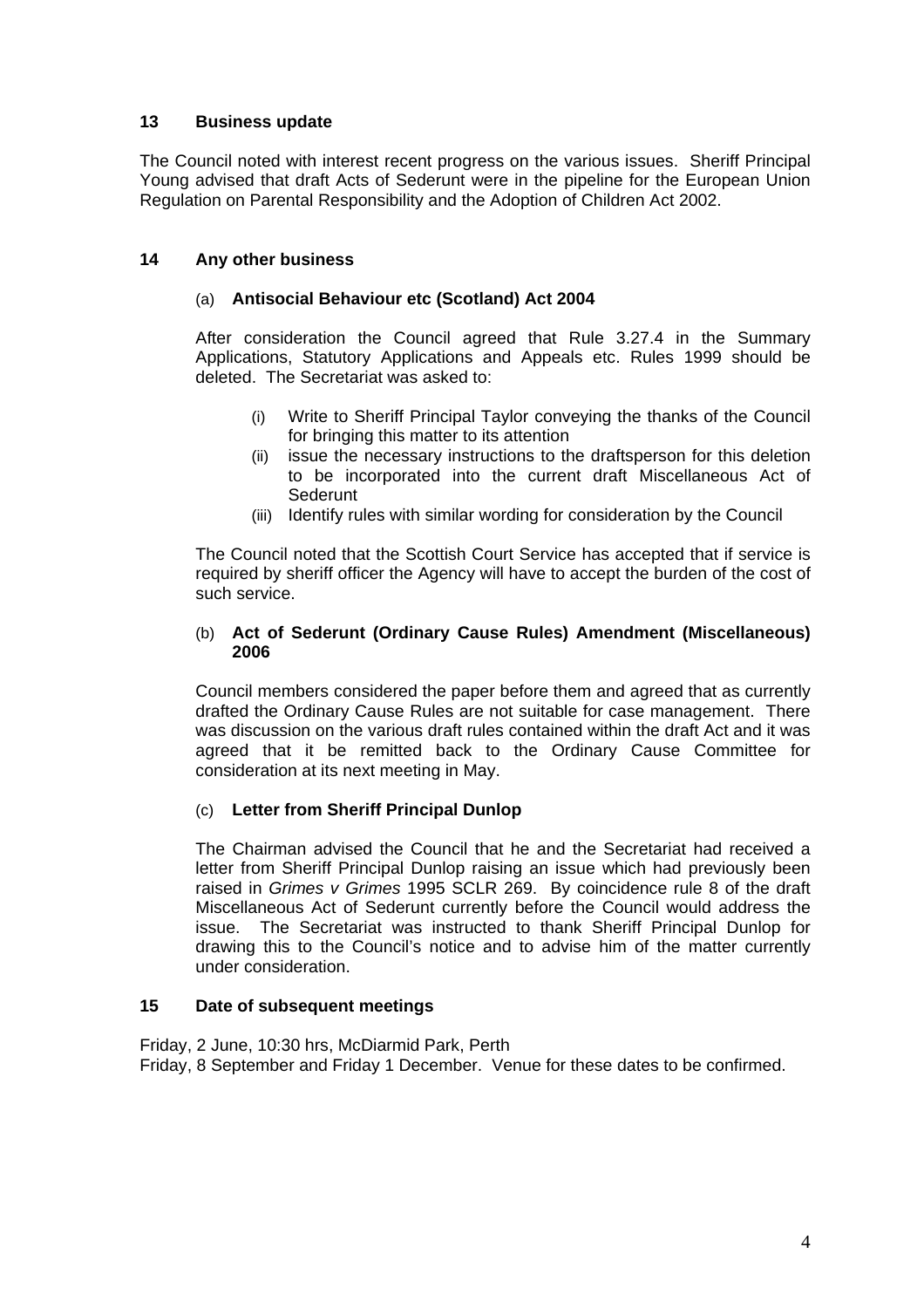## 13 Business update

The Council noted with interest recent progress on the various issues. Sheriff Principal Young advised that draft Acts of Sederunt were in the pipeline for the European Union Regulation on Parental Responsibility and the Adoption of Children Act 2002.

## 14 Any other business

### (a) Antisocial Behaviour etc (Scotland) Act 2004

After consideration the Council agreed that Rule 3.27.4 in the Summary Applications, Statutory Applications and Appeals etc. Rules 1999 should be deleted. The Secretariat was asked to:

- (i) Write to Sheriff Principal Taylor conveying the thanks of the Council for bringing this matter to its attention
- (ii) issue the necessary instructions to the draftsperson for this deletion to be incorporated into the current draft Miscellaneous Act of Sederunt
- (iii) Identify rules with similar wording for consideration by the Council

The Council noted that the Scottish Court Service has accepted that if service is required by sheriff officer the Agency will have to accept the burden of the cost of such service.

### (b) Act of Sederunt (Ordinary Cause Rules) Amendment (Miscellaneous) 2006

Council members considered the paper before them and agreed that as currently drafted the Ordinary Cause Rules are not suitable for case management. There was discussion on the various draft rules contained within the draft Act and it was agreed that it be remitted back to the Ordinary Cause Committee for consideration at its next meeting in May.

### (c) Letter from Sheriff Principal Dunlop

The Chairman advised the Council that he and the Secretariat had received a letter from Sheriff Principal Dunlop raising an issue which had previously been raised in *Grimes v Grimes* 1995 SCLR 269. By coincidence rule 8 of the draft Miscellaneous Act of Sederunt currently before the Council would address the issue. The Secretariat was instructed to thank Sheriff Principal Dunlop for drawing this to the Council's notice and to advise him of the matter currently under consideration.

## 15 Date of subsequent meetings

Friday, 2 June, 10:30 hrs, McDiarmid Park, Perth
Friday, 8 September and Friday 1 December. Venue for these dates to be confirmed.